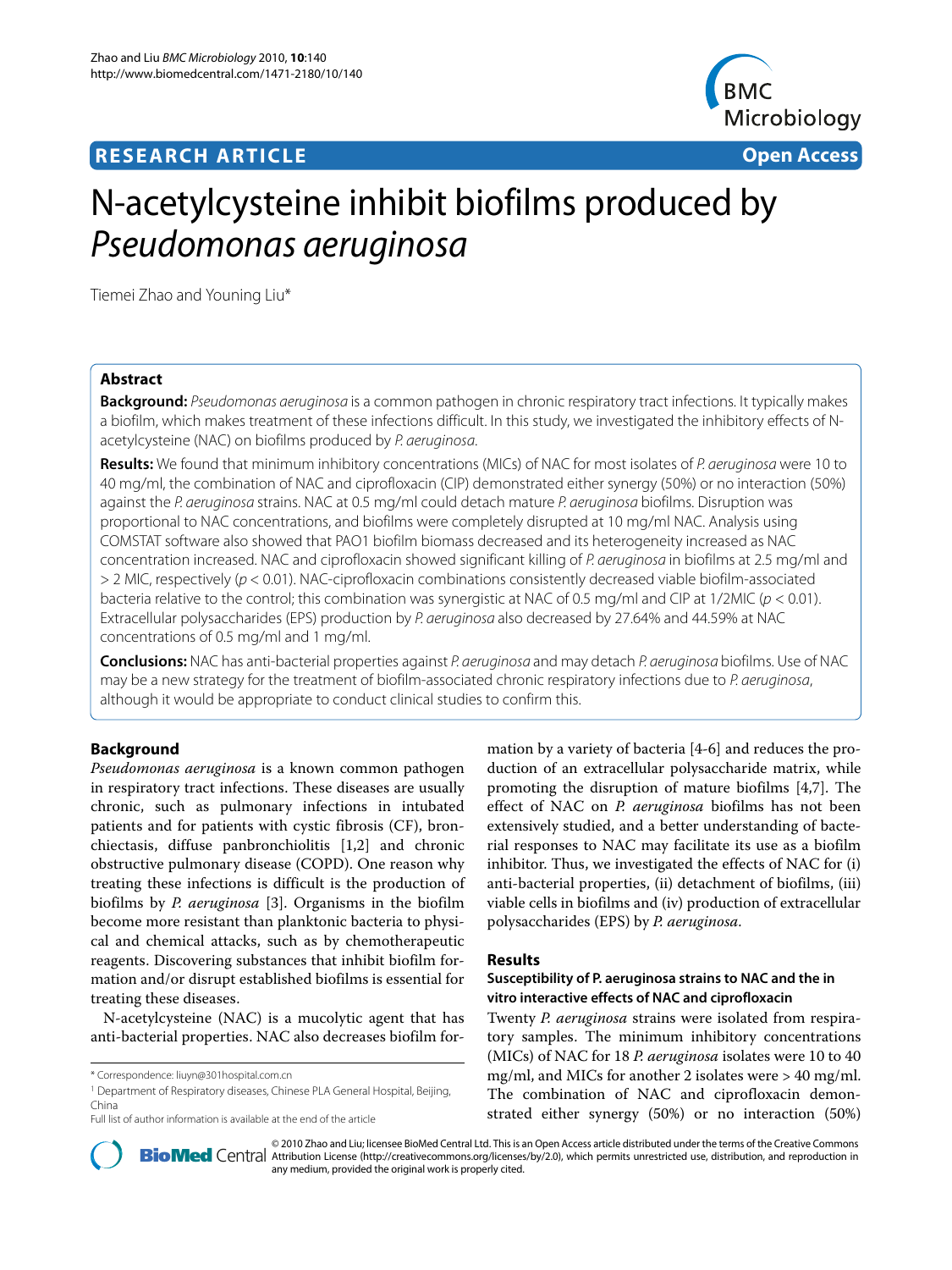**RESEARCH ARTICLE** **Open Access**

# N-acetylcysteine inhibit biofilms produced by *Pseudomonas aeruginosa*

Tiemei Zhao and Youning Liu*

## Abstract

**Background:** *Pseudomonas aeruginosa* is a common pathogen in chronic respiratory tract infections. It typically makes a biofilm, which makes treatment of these infections difficult. In this study, we investigated the inhibitory effects of N-acetylcysteine (NAC) on biofilms produced by *P. aeruginosa*.

**Results:** We found that minimum inhibitory concentrations (MICs) of NAC for most isolates of *P. aeruginosa* were 10 to 40 mg/ml, the combination of NAC and ciprofloxacin (CIP) demonstrated either synergy (50%) or no interaction (50%) against the *P. aeruginosa* strains. NAC at 0.5 mg/ml could detach mature *P. aeruginosa* biofilms. Disruption was proportional to NAC concentrations, and biofilms were completely disrupted at 10 mg/ml NAC. Analysis using COMSTAT software also showed that PAO1 biofilm biomass decreased and its heterogeneity increased as NAC concentration increased. NAC and ciprofloxacin showed significant killing of *P. aeruginosa* in biofilms at 2.5 mg/ml and > 2 MIC, respectively ($p < 0.01$). NAC-ciprofloxacin combinations consistently decreased viable biofilm-associated bacteria relative to the control; this combination was synergistic at NAC of 0.5 mg/ml and CIP at 1/2MIC ($p < 0.01$). Extracellular polysaccharides (EPS) production by *P. aeruginosa* also decreased by 27.64% and 44.59% at NAC concentrations of 0.5 mg/ml and 1 mg/ml.

**Conclusions:** NAC has anti-bacterial properties against *P. aeruginosa* and may detach *P. aeruginosa* biofilms. Use of NAC may be a new strategy for the treatment of biofilm-associated chronic respiratory infections due to *P. aeruginosa*, although it would be appropriate to conduct clinical studies to confirm this.

## Background

*Pseudomonas aeruginosa* is a known common pathogen in respiratory tract infections. These diseases are usually chronic, such as pulmonary infections in intubated patients and for patients with cystic fibrosis (CF), bronchiectasis, diffuse panbronchiolitis [1,2] and chronic obstructive pulmonary disease (COPD). One reason why treating these infections is difficult is the production of biofilms by *P. aeruginosa* [3]. Organisms in the biofilm become more resistant than planktonic bacteria to physical and chemical attacks, such as by chemotherapeutic reagents. Discovering substances that inhibit biofilm formation and/or disrupt established biofilms is essential for treating these diseases.

N-acetylcysteine (NAC) is a mucolytic agent that has anti-bacterial properties. NAC also decreases biofilm formation by a variety of bacteria [4-6] and reduces the production of an extracellular polysaccharide matrix, while promoting the disruption of mature biofilms [4,7]. The effect of NAC on *P. aeruginosa* biofilms has not been extensively studied, and a better understanding of bacterial responses to NAC may facilitate its use as a biofilm inhibitor. Thus, we investigated the effects of NAC for (i) anti-bacterial properties, (ii) detachment of biofilms, (iii) viable cells in biofilms and (iv) production of extracellular polysaccharides (EPS) by *P. aeruginosa*.

## Results

### Susceptibility of P. aeruginosa strains to NAC and the in vitro interactive effects of NAC and ciprofloxacin

Twenty *P. aeruginosa* strains were isolated from respiratory samples. The minimum inhibitory concentrations (MICs) of NAC for 18 *P. aeruginosa* isolates were 10 to 40 mg/ml, and MICs for another 2 isolates were > 40 mg/ml. The combination of NAC and ciprofloxacin demonstrated either synergy (50%) or no interaction (50%)

\* Correspondence: liuyn@301hospital.com.cn

[1] Department of Respiratory diseases, Chinese PLA General Hospital, Beijing, China

Full list of author information is available at the end of the article

© 2010 Zhao and Liu; licensee BioMed Central Ltd. This is an Open Access article distributed under the terms of the Creative Commons Attribution License (http://creativecommons.org/licenses/by/2.0), which permits unrestricted use, distribution, and reproduction in any medium, provided the original work is properly cited.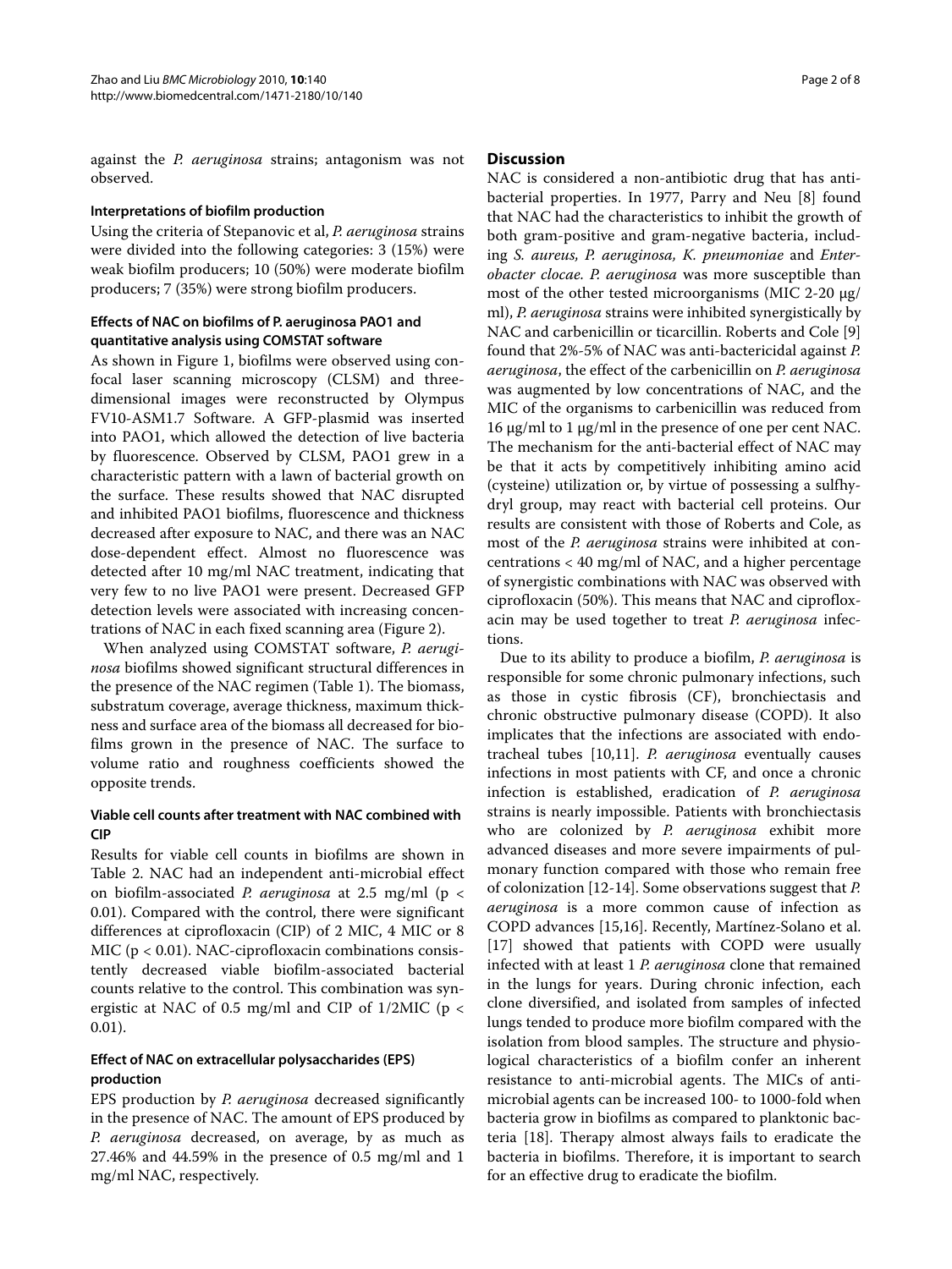against the *P. aeruginosa* strains; antagonism was not observed.

#### Interpretations of biofilm production

Using the criteria of Stepanovic et al, *P. aeruginosa* strains were divided into the following categories: 3 (15%) were weak biofilm producers; 10 (50%) were moderate biofilm producers; 7 (35%) were strong biofilm producers.

#### Effects of NAC on biofilms of P. aeruginosa PAO1 and quantitative analysis using COMSTAT software

As shown in Figure 1, biofilms were observed using confocal laser scanning microscopy (CLSM) and three-dimensional images were reconstructed by Olympus FV10-ASM1.7 Software. A GFP-plasmid was inserted into PAO1, which allowed the detection of live bacteria by fluorescence. Observed by CLSM, PAO1 grew in a characteristic pattern with a lawn of bacterial growth on the surface. These results showed that NAC disrupted and inhibited PAO1 biofilms, fluorescence and thickness decreased after exposure to NAC, and there was an NAC dose-dependent effect. Almost no fluorescence was detected after 10 mg/ml NAC treatment, indicating that very few to no live PAO1 were present. Decreased GFP detection levels were associated with increasing concentrations of NAC in each fixed scanning area (Figure 2).

When analyzed using COMSTAT software, *P. aeruginosa* biofilms showed significant structural differences in the presence of the NAC regimen (Table 1). The biomass, substratum coverage, average thickness, maximum thickness and surface area of the biomass all decreased for biofilms grown in the presence of NAC. The surface to volume ratio and roughness coefficients showed the opposite trends.

#### Viable cell counts after treatment with NAC combined with CIP

Results for viable cell counts in biofilms are shown in Table 2. NAC had an independent anti-microbial effect on biofilm-associated *P. aeruginosa* at 2.5 mg/ml ($p < 0.01$). Compared with the control, there were significant differences at ciprofloxacin (CIP) of 2 MIC, 4 MIC or 8 MIC ($p < 0.01$). NAC-ciprofloxacin combinations consistently decreased viable biofilm-associated bacterial counts relative to the control. This combination was synergistic at NAC of 0.5 mg/ml and CIP of 1/2MIC ($p < 0.01$).

#### Effect of NAC on extracellular polysaccharides (EPS) production

EPS production by *P. aeruginosa* decreased significantly in the presence of NAC. The amount of EPS produced by *P. aeruginosa* decreased, on average, by as much as 27.46% and 44.59% in the presence of 0.5 mg/ml and 1 mg/ml NAC, respectively.

## Discussion

NAC is considered a non-antibiotic drug that has anti-bacterial properties. In 1977, Parry and Neu [8] found that NAC had the characteristics to inhibit the growth of both gram-positive and gram-negative bacteria, including *S. aureus, P. aeruginosa, K. pneumoniae* and *Enterobacter clocae. P. aeruginosa* was more susceptible than most of the other tested microorganisms (MIC 2-20 μg/ml), *P. aeruginosa* strains were inhibited synergistically by NAC and carbenicillin or ticarcillin. Roberts and Cole [9] found that 2%-5% of NAC was anti-bactericidal against *P. aeruginosa*, the effect of the carbenicillin on *P. aeruginosa* was augmented by low concentrations of NAC, and the MIC of the organisms to carbenicillin was reduced from 16 μg/ml to 1 μg/ml in the presence of one per cent NAC. The mechanism for the anti-bacterial effect of NAC may be that it acts by competitively inhibiting amino acid (cysteine) utilization or, by virtue of possessing a sulfhydryl group, may react with bacterial cell proteins. Our results are consistent with those of Roberts and Cole, as most of the *P. aeruginosa* strains were inhibited at concentrations < 40 mg/ml of NAC, and a higher percentage of synergistic combinations with NAC was observed with ciprofloxacin (50%). This means that NAC and ciprofloxacin may be used together to treat *P. aeruginosa* infections.

Due to its ability to produce a biofilm, *P. aeruginosa* is responsible for some chronic pulmonary infections, such as those in cystic fibrosis (CF), bronchiectasis and chronic obstructive pulmonary disease (COPD). It also implicates that the infections are associated with endotracheal tubes [10,11]. *P. aeruginosa* eventually causes infections in most patients with CF, and once a chronic infection is established, eradication of *P. aeruginosa* strains is nearly impossible. Patients with bronchiectasis who are colonized by *P. aeruginosa* exhibit more advanced diseases and more severe impairments of pulmonary function compared with those who remain free of colonization [12-14]. Some observations suggest that *P. aeruginosa* is a more common cause of infection as COPD advances [15,16]. Recently, Martínez-Solano et al. [17] showed that patients with COPD were usually infected with at least 1 *P. aeruginosa* clone that remained in the lungs for years. During chronic infection, each clone diversified, and isolated from samples of infected lungs tended to produce more biofilm compared with the isolation from blood samples. The structure and physiological characteristics of a biofilm confer an inherent resistance to anti-microbial agents. The MICs of anti-microbial agents can be increased 100- to 1000-fold when bacteria grow in biofilms as compared to planktonic bacteria [18]. Therapy almost always fails to eradicate the bacteria in biofilms. Therefore, it is important to search for an effective drug to eradicate the biofilm.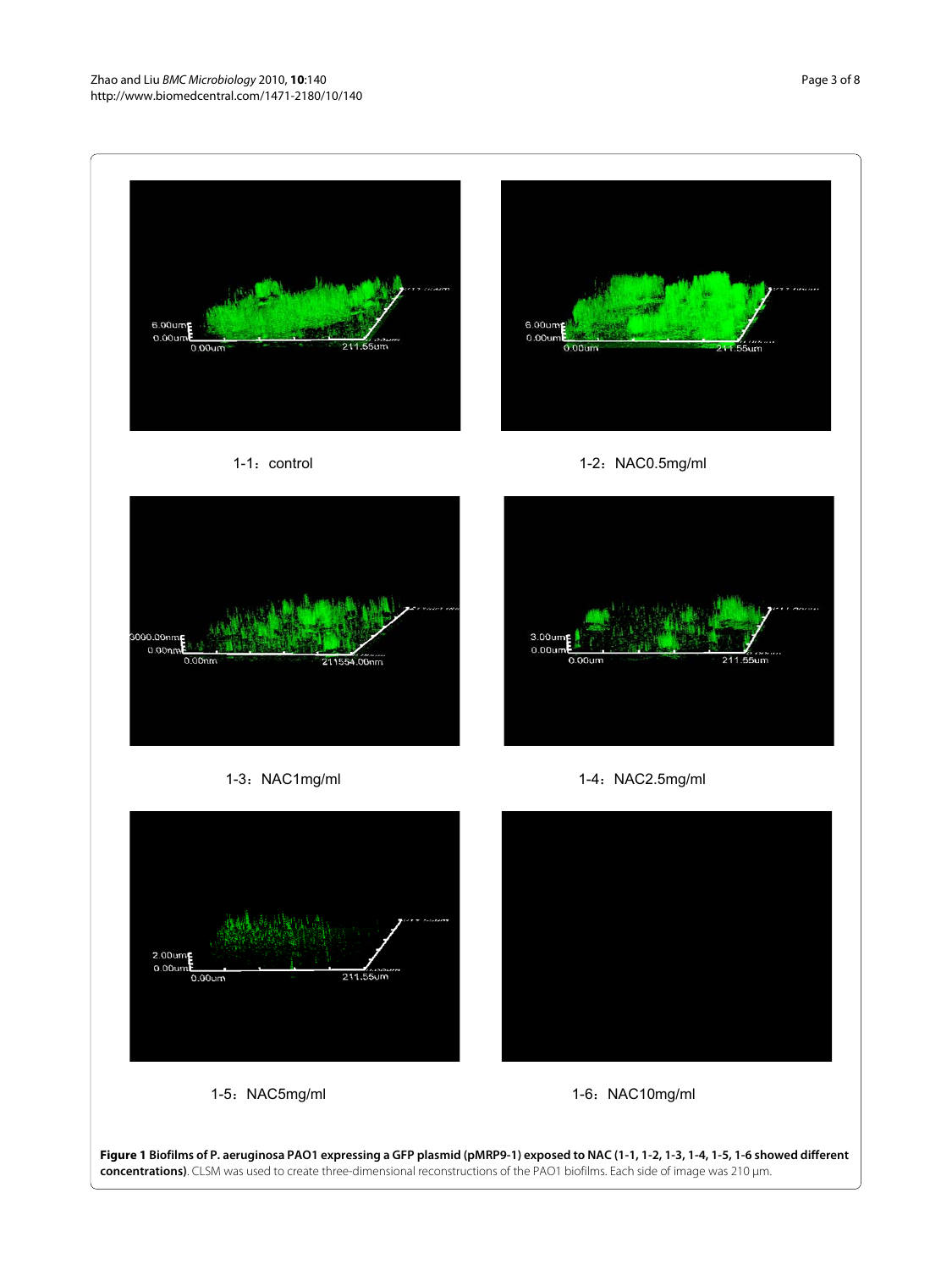1-1：control

1-2：NAC0.5mg/ml

1-3：NAC1mg/ml

1-4：NAC2.5mg/ml

1-5：NAC5mg/ml

1-6：NAC10mg/ml

**Figure 1 Biofilms of P. aeruginosa PAO1 expressing a GFP plasmid (pMRP9-1) exposed to NAC (1-1, 1-2, 1-3, 1-4, 1-5, 1-6 showed different concentrations)**. CLSM was used to create three-dimensional reconstructions of the PAO1 biofilms. Each side of image was 210 μm.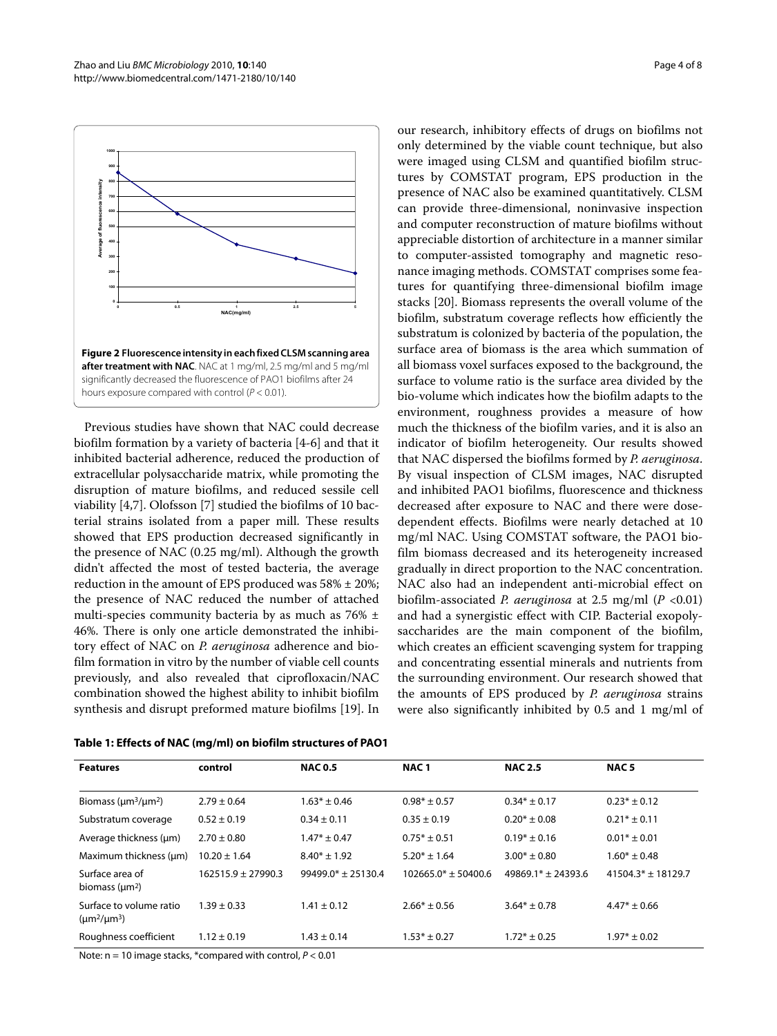**Figure 2 Fluorescence intensity in each fixed CLSM scanning area after treatment with NAC**. NAC at 1 mg/ml, 2.5 mg/ml and 5 mg/ml significantly decreased the fluorescence of PAO1 biofilms after 24 hours exposure compared with control ($P < 0.01$).

Previous studies have shown that NAC could decrease biofilm formation by a variety of bacteria [4-6] and that it inhibited bacterial adherence, reduced the production of extracellular polysaccharide matrix, while promoting the disruption of mature biofilms, and reduced sessile cell viability [4,7]. Olofsson [7] studied the biofilms of 10 bacterial strains isolated from a paper mill. These results showed that EPS production decreased significantly in the presence of NAC (0.25 mg/ml). Although the growth didn't affected the most of tested bacteria, the average reduction in the amount of EPS produced was 58% ± 20%; the presence of NAC reduced the number of attached multi-species community bacteria by as much as 76% ± 46%. There is only one article demonstrated the inhibitory effect of NAC on *P. aeruginosa* adherence and biofilm formation in vitro by the number of viable cell counts previously, and also revealed that ciprofloxacin/NAC combination showed the highest ability to inhibit biofilm synthesis and disrupt preformed mature biofilms [19]. In our research, inhibitory effects of drugs on biofilms not only determined by the viable count technique, but also were imaged using CLSM and quantified biofilm structures by COMSTAT program, EPS production in the presence of NAC also be examined quantitatively. CLSM can provide three-dimensional, noninvasive inspection and computer reconstruction of mature biofilms without appreciable distortion of architecture in a manner similar to computer-assisted tomography and magnetic resonance imaging methods. COMSTAT comprises some features for quantifying three-dimensional biofilm image stacks [20]. Biomass represents the overall volume of the biofilm, substratum coverage reflects how efficiently the substratum is colonized by bacteria of the population, the surface area of biomass is the area which summation of all biomass voxel surfaces exposed to the background, the surface to volume ratio is the surface area divided by the bio-volume which indicates how the biofilm adapts to the environment, roughness provides a measure of how much the thickness of the biofilm varies, and it is also an indicator of biofilm heterogeneity. Our results showed that NAC dispersed the biofilms formed by *P. aeruginosa*. By visual inspection of CLSM images, NAC disrupted and inhibited PAO1 biofilms, fluorescence and thickness decreased after exposure to NAC and there were dose-dependent effects. Biofilms were nearly detached at 10 mg/ml NAC. Using COMSTAT software, the PAO1 biofilm biomass decreased and its heterogeneity increased gradually in direct proportion to the NAC concentration. NAC also had an independent anti-microbial effect on biofilm-associated *P. aeruginosa* at 2.5 mg/ml ($P < 0.01$) and had a synergistic effect with CIP. Bacterial exopolysaccharides are the main component of the biofilm, which creates an efficient scavenging system for trapping and concentrating essential minerals and nutrients from the surrounding environment. Our research showed that the amounts of EPS produced by *P. aeruginosa* strains were also significantly inhibited by 0.5 and 1 mg/ml of

**Table 1: Effects of NAC (mg/ml) on biofilm structures of PAO1**

| Features | control | NAC 0.5 | NAC 1 | NAC 2.5 | NAC 5 |
|---|---|---|---|---|---|
| Biomass ($\mu m^3/\mu m^2$) | 2.79 ± 0.64 | 1.63* ± 0.46 | 0.98* ± 0.57 | 0.34* ± 0.17 | 0.23* ± 0.12 |
| Substratum coverage | 0.52 ± 0.19 | 0.34 ± 0.11 | 0.35 ± 0.19 | 0.20* ± 0.08 | 0.21* ± 0.11 |
| Average thickness (μm) | 2.70 ± 0.80 | 1.47* ± 0.47 | 0.75* ± 0.51 | 0.19* ± 0.16 | 0.01* ± 0.01 |
| Maximum thickness (μm) | 10.20 ± 1.64 | 8.40* ± 1.92 | 5.20* ± 1.64 | 3.00* ± 0.80 | 1.60* ± 0.48 |
| Surface area of biomass ($\mu m^2$) | 162515.9 ± 27990.3 | 99499.0* ± 25130.4 | 102665.0* ± 50400.6 | 49869.1* ± 24393.6 | 41504.3* ± 18129.7 |
| Surface to volume ratio ($\mu m^2/\mu m^3$) | 1.39 ± 0.33 | 1.41 ± 0.12 | 2.66* ± 0.56 | 3.64* ± 0.78 | 4.47* ± 0.66 |
| Roughness coefficient | 1.12 ± 0.19 | 1.43 ± 0.14 | 1.53* ± 0.27 | 1.72* ± 0.25 | 1.97* ± 0.02 |

Note: n = 10 image stacks, *compared with control, $P < 0.01$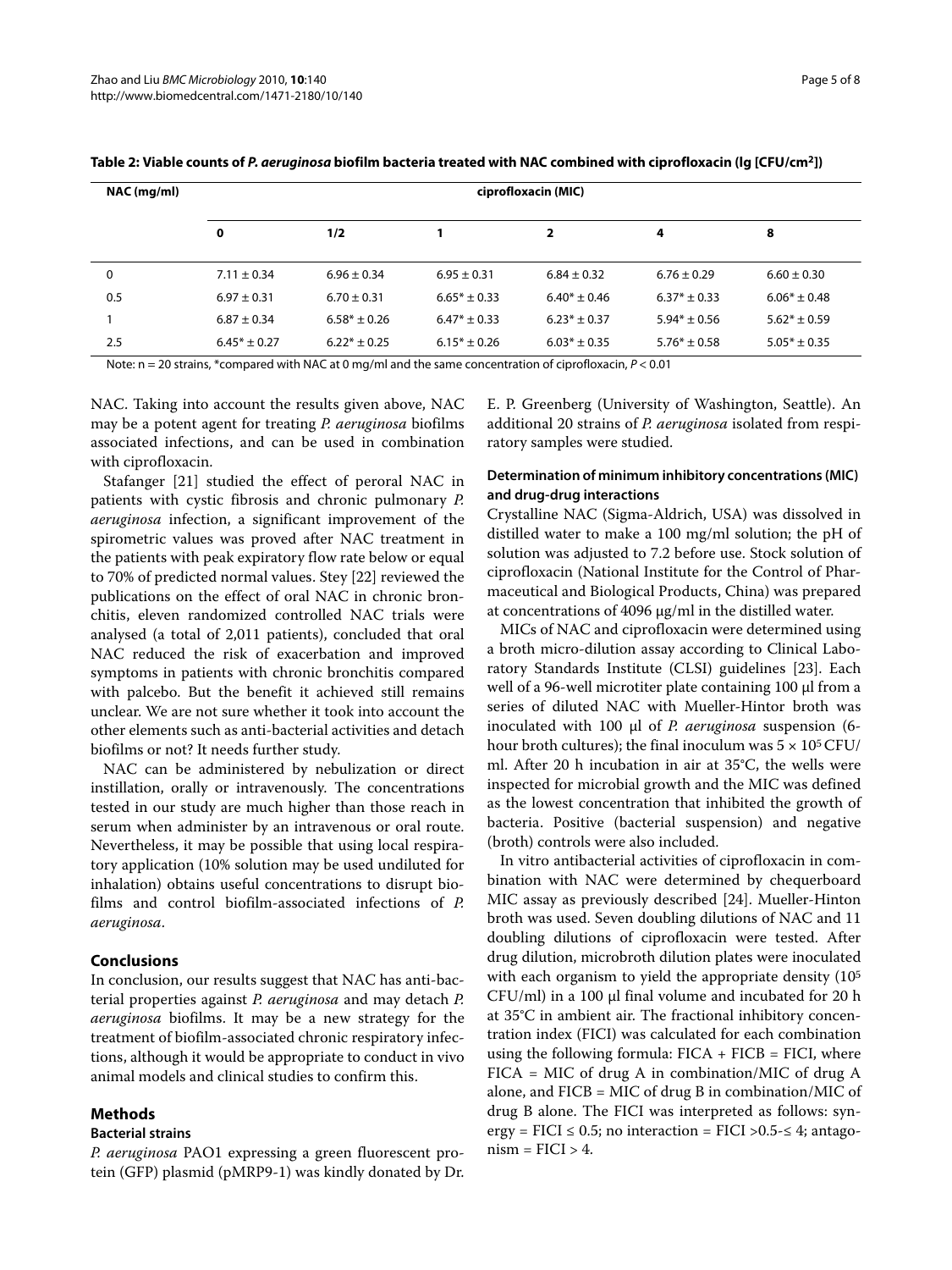**Table 2: Viable counts of *P. aeruginosa* biofilm bacteria treated with NAC combined with ciprofloxacin (lg [CFU/cm$^2$])**

| NAC (mg/ml) | ciprofloxacin (MIC) | | | | | |
|---|---|---|---|---|---|---|
| | 0 | 1/2 | 1 | 2 | 4 | 8 |
| 0 | 7.11 ± 0.34 | 6.96 ± 0.34 | 6.95 ± 0.31 | 6.84 ± 0.32 | 6.76 ± 0.29 | 6.60 ± 0.30 |
| 0.5 | 6.97 ± 0.31 | 6.70 ± 0.31 | 6.65* ± 0.33 | 6.40* ± 0.46 | 6.37* ± 0.33 | 6.06* ± 0.48 |
| 1 | 6.87 ± 0.34 | 6.58* ± 0.26 | 6.47* ± 0.33 | 6.23* ± 0.37 | 5.94* ± 0.56 | 5.62* ± 0.59 |
| 2.5 | 6.45* ± 0.27 | 6.22* ± 0.25 | 6.15* ± 0.26 | 6.03* ± 0.35 | 5.76* ± 0.58 | 5.05* ± 0.35 |

Note: n = 20 strains, *compared with NAC at 0 mg/ml and the same concentration of ciprofloxacin, $P < 0.01$

NAC. Taking into account the results given above, NAC may be a potent agent for treating *P. aeruginosa* biofilms associated infections, and can be used in combination with ciprofloxacin.

Stafanger [21] studied the effect of peroral NAC in patients with cystic fibrosis and chronic pulmonary *P. aeruginosa* infection, a significant improvement of the spirometric values was proved after NAC treatment in the patients with peak expiratory flow rate below or equal to 70% of predicted normal values. Stey [22] reviewed the publications on the effect of oral NAC in chronic bronchitis, eleven randomized controlled NAC trials were analysed (a total of 2,011 patients), concluded that oral NAC reduced the risk of exacerbation and improved symptoms in patients with chronic bronchitis compared with palcebo. But the benefit it achieved still remains unclear. We are not sure whether it took into account the other elements such as anti-bacterial activities and detach biofilms or not? It needs further study.

NAC can be administered by nebulization or direct instillation, orally or intravenously. The concentrations tested in our study are much higher than those reach in serum when administer by an intravenous or oral route. Nevertheless, it may be possible that using local respiratory application (10% solution may be used undiluted for inhalation) obtains useful concentrations to disrupt biofilms and control biofilm-associated infections of *P. aeruginosa*.

## Conclusions

In conclusion, our results suggest that NAC has anti-bacterial properties against *P. aeruginosa* and may detach *P. aeruginosa* biofilms. It may be a new strategy for the treatment of biofilm-associated chronic respiratory infections, although it would be appropriate to conduct in vivo animal models and clinical studies to confirm this.

## Methods

### Bacterial strains

*P. aeruginosa* PAO1 expressing a green fluorescent protein (GFP) plasmid (pMRP9-1) was kindly donated by Dr. E. P. Greenberg (University of Washington, Seattle). An additional 20 strains of *P. aeruginosa* isolated from respiratory samples were studied.

### Determination of minimum inhibitory concentrations (MIC) and drug-drug interactions

Crystalline NAC (Sigma-Aldrich, USA) was dissolved in distilled water to make a 100 mg/ml solution; the pH of solution was adjusted to 7.2 before use. Stock solution of ciprofloxacin (National Institute for the Control of Pharmaceutical and Biological Products, China) was prepared at concentrations of 4096 μg/ml in the distilled water.

MICs of NAC and ciprofloxacin were determined using a broth micro-dilution assay according to Clinical Laboratory Standards Institute (CLSI) guidelines [23]. Each well of a 96-well microtiter plate containing 100 μl from a series of diluted NAC with Mueller-Hintor broth was inoculated with 100 μl of *P. aeruginosa* suspension (6-hour broth cultures); the final inoculum was $5 \times 10^5$ CFU/ml. After 20 h incubation in air at 35°C, the wells were inspected for microbial growth and the MIC was defined as the lowest concentration that inhibited the growth of bacteria. Positive (bacterial suspension) and negative (broth) controls were also included.

In vitro antibacterial activities of ciprofloxacin in combination with NAC were determined by chequerboard MIC assay as previously described [24]. Mueller-Hinton broth was used. Seven doubling dilutions of NAC and 11 doubling dilutions of ciprofloxacin were tested. After drug dilution, microbroth dilution plates were inoculated with each organism to yield the appropriate density ($10^5$ CFU/ml) in a 100 μl final volume and incubated for 20 h at 35°C in ambient air. The fractional inhibitory concentration index (FICI) was calculated for each combination using the following formula: FICA + FICB = FICI, where FICA = MIC of drug A in combination/MIC of drug A alone, and FICB = MIC of drug B in combination/MIC of drug B alone. The FICI was interpreted as follows: synergy = FICI ≤ 0.5; no interaction = FICI >0.5-≤ 4; antagonism = FICI > 4.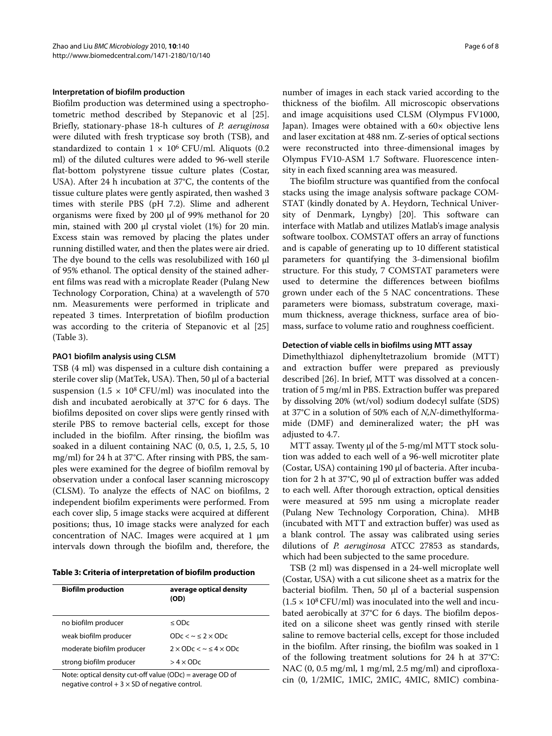### Interpretation of biofilm production

Biofilm production was determined using a spectrophotometric method described by Stepanovic et al [25]. Briefly, stationary-phase 18-h cultures of *P. aeruginosa* were diluted with fresh trypticase soy broth (TSB), and standardized to contain $1 \times 10^6$ CFU/ml. Aliquots (0.2 ml) of the diluted cultures were added to 96-well sterile flat-bottom polystyrene tissue culture plates (Costar, USA). After 24 h incubation at 37°C, the contents of the tissue culture plates were gently aspirated, then washed 3 times with sterile PBS (pH 7.2). Slime and adherent organisms were fixed by 200 μl of 99% methanol for 20 min, stained with 200 μl crystal violet (1%) for 20 min. Excess stain was removed by placing the plates under running distilled water, and then the plates were air dried. The dye bound to the cells was resolubilized with 160 μl of 95% ethanol. The optical density of the stained adherent films was read with a microplate Reader (Pulang New Technology Corporation, China) at a wavelength of 570 nm. Measurements were performed in triplicate and repeated 3 times. Interpretation of biofilm production was according to the criteria of Stepanovic et al [25] (Table 3).

### PAO1 biofilm analysis using CLSM

TSB (4 ml) was dispensed in a culture dish containing a sterile cover slip (MatTek, USA). Then, 50 μl of a bacterial suspension ($1.5 \times 10^8$ CFU/ml) was inoculated into the dish and incubated aerobically at 37°C for 6 days. The biofilms deposited on cover slips were gently rinsed with sterile PBS to remove bacterial cells, except for those included in the biofilm. After rinsing, the biofilm was soaked in a diluent containing NAC (0, 0.5, 1, 2.5, 5, 10 mg/ml) for 24 h at 37°C. After rinsing with PBS, the samples were examined for the degree of biofilm removal by observation under a confocal laser scanning microscopy (CLSM). To analyze the effects of NAC on biofilms, 2 independent biofilm experiments were performed. From each cover slip, 5 image stacks were acquired at different positions; thus, 10 image stacks were analyzed for each concentration of NAC. Images were acquired at 1 μm intervals down through the biofilm and, therefore, the number of images in each stack varied according to the thickness of the biofilm. All microscopic observations and image acquisitions used CLSM (Olympus FV1000, Japan). Images were obtained with a 60× objective lens and laser excitation at 488 nm. Z-series of optical sections were reconstructed into three-dimensional images by Olympus FV10-ASM 1.7 Software. Fluorescence intensity in each fixed scanning area was measured.

The biofilm structure was quantified from the confocal stacks using the image analysis software package COMSTAT (kindly donated by A. Heydorn, Technical University of Denmark, Lyngby) [20]. This software can interface with Matlab and utilizes Matlab's image analysis software toolbox. COMSTAT offers an array of functions and is capable of generating up to 10 different statistical parameters for quantifying the 3-dimensional biofilm structure. For this study, 7 COMSTAT parameters were used to determine the differences between biofilms grown under each of the 5 NAC concentrations. These parameters were biomass, substratum coverage, maximum thickness, average thickness, surface area of biomass, surface to volume ratio and roughness coefficient.

**Table 3: Criteria of interpretation of biofilm production**

| Biofilm production | average optical density (OD) |
|---|---|
| no biofilm producer | $\leq$ ODc |
| weak biofilm producer | ODc $< \sim \leq 2 \times$ ODc |
| moderate biofilm producer | $2 \times$ ODc $< \sim \leq 4 \times$ ODc |
| strong biofilm producer | $> 4 \times$ ODc |

Note: optical density cut-off value (ODc) = average OD of negative control + 3 × SD of negative control.

### Detection of viable cells in biofilms using MTT assay

Dimethylthiazol diphenyltetrazolium bromide (MTT) and extraction buffer were prepared as previously described [26]. In brief, MTT was dissolved at a concentration of 5 mg/ml in PBS. Extraction buffer was prepared by dissolving 20% (wt/vol) sodium dodecyl sulfate (SDS) at 37°C in a solution of 50% each of *N,N*-dimethylformamide (DMF) and demineralized water; the pH was adjusted to 4.7.

MTT assay. Twenty μl of the 5-mg/ml MTT stock solution was added to each well of a 96-well microtiter plate (Costar, USA) containing 190 μl of bacteria. After incubation for 2 h at 37°C, 90 μl of extraction buffer was added to each well. After thorough extraction, optical densities were measured at 595 nm using a microplate reader (Pulang New Technology Corporation, China). MHB (incubated with MTT and extraction buffer) was used as a blank control. The assay was calibrated using series dilutions of *P. aeruginosa* ATCC 27853 as standards, which had been subjected to the same procedure.

TSB (2 ml) was dispensed in a 24-well microplate well (Costar, USA) with a cut silicone sheet as a matrix for the bacterial biofilm. Then, 50 μl of a bacterial suspension ($1.5 \times 10^8$ CFU/ml) was inoculated into the well and incubated aerobically at 37°C for 6 days. The biofilm deposited on a silicone sheet was gently rinsed with sterile saline to remove bacterial cells, except for those included in the biofilm. After rinsing, the biofilm was soaked in 1 of the following treatment solutions for 24 h at 37°C: NAC (0, 0.5 mg/ml, 1 mg/ml, 2.5 mg/ml) and ciprofloxacin (0, 1/2MIC, 1MIC, 2MIC, 4MIC, 8MIC) combina-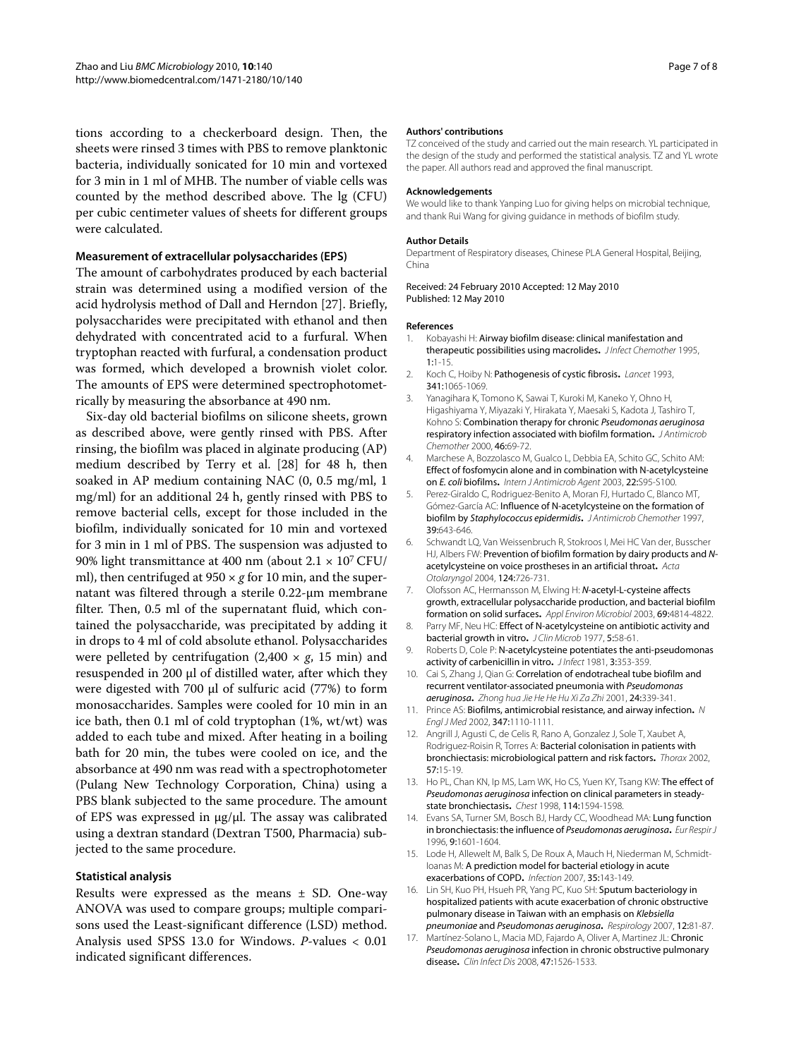tions according to a checkerboard design. Then, the sheets were rinsed 3 times with PBS to remove planktonic bacteria, individually sonicated for 10 min and vortexed for 3 min in 1 ml of MHB. The number of viable cells was counted by the method described above. The lg (CFU) per cubic centimeter values of sheets for different groups were calculated.

### Measurement of extracellular polysaccharides (EPS)

The amount of carbohydrates produced by each bacterial strain was determined using a modified version of the acid hydrolysis method of Dall and Herndon [27]. Briefly, polysaccharides were precipitated with ethanol and then dehydrated with concentrated acid to a furfural. When tryptophan reacted with furfural, a condensation product was formed, which developed a brownish violet color. The amounts of EPS were determined spectrophotometrically by measuring the absorbance at 490 nm.

Six-day old bacterial biofilms on silicone sheets, grown as described above, were gently rinsed with PBS. After rinsing, the biofilm was placed in alginate producing (AP) medium described by Terry et al. [28] for 48 h, then soaked in AP medium containing NAC (0, 0.5 mg/ml, 1 mg/ml) for an additional 24 h, gently rinsed with PBS to remove bacterial cells, except for those included in the biofilm, individually sonicated for 10 min and vortexed for 3 min in 1 ml of PBS. The suspension was adjusted to 90% light transmittance at 400 nm (about $2.1 \times 10^7$ CFU/ml), then centrifuged at $950 \times g$ for 10 min, and the supernatant was filtered through a sterile 0.22-μm membrane filter. Then, 0.5 ml of the supernatant fluid, which contained the polysaccharide, was precipitated by adding it in drops to 4 ml of cold absolute ethanol. Polysaccharides were pelleted by centrifugation ($2,400 \times g$, 15 min) and resuspended in 200 μl of distilled water, after which they were digested with 700 μl of sulfuric acid (77%) to form monosaccharides. Samples were cooled for 10 min in an ice bath, then 0.1 ml of cold tryptophan (1%, wt/wt) was added to each tube and mixed. After heating in a boiling bath for 20 min, the tubes were cooled on ice, and the absorbance at 490 nm was read with a spectrophotometer (Pulang New Technology Corporation, China) using a PBS blank subjected to the same procedure. The amount of EPS was expressed in μg/μl. The assay was calibrated using a dextran standard (Dextran T500, Pharmacia) subjected to the same procedure.

### Statistical analysis

Results were expressed as the means ± SD. One-way ANOVA was used to compare groups; multiple comparisons used the Least-significant difference (LSD) method. Analysis used SPSS 13.0 for Windows. *P*-values < 0.01 indicated significant differences.

#### Authors' contributions

TZ conceived of the study and carried out the main research. YL participated in the design of the study and performed the statistical analysis. TZ and YL wrote the paper. All authors read and approved the final manuscript.

#### Acknowledgements

We would like to thank Yanping Luo for giving helps on microbial technique, and thank Rui Wang for giving guidance in methods of biofilm study.

#### Author Details

Department of Respiratory diseases, Chinese PLA General Hospital, Beijing, China

Received: 24 February 2010 Accepted: 12 May 2010
Published: 12 May 2010

#### References

1. Kobayashi H: **Airway biofilm disease: clinical manifestation and therapeutic possibilities using macrolides.** *J Infect Chemother* 1995, **1**:1-15.
2. Koch C, Hoiby N: **Pathogenesis of cystic fibrosis.** *Lancet* 1993, **341**:1065-1069.
3. Yanagihara K, Tomono K, Sawai T, Kuroki M, Kaneko Y, Ohno H, Higashiyama Y, Miyazaki Y, Hirakata Y, Maesaki S, Kadota J, Tashiro T, Kohno S: **Combination therapy for chronic *Pseudomonas aeruginosa* respiratory infection associated with biofilm formation.** *J Antimicrob Chemother* 2000, **46**:69-72.
4. Marchese A, Bozzolasco M, Gualco L, Debbia EA, Schito GC, Schito AM: **Effect of fosfomycin alone and in combination with N-acetylcysteine on *E. coli* biofilms.** *Intern J Antimicrob Agent* 2003, **22**:S95-S100.
5. Perez-Giraldo C, Rodriguez-Benito A, Moran FJ, Hurtado C, Blanco MT, Gómez-García AC: **Influence of N-acetylcysteine on the formation of biofilm by *Staphylococcus epidermidis*.** *J Antimicrob Chemother* 1997, **39**:643-646.
6. Schwandt LQ, Van Weissenbruch R, Stokroos I, Mei HC Van der, Busscher HJ, Albers FW: **Prevention of biofilm formation by dairy products and *N*-acetylcysteine on voice prostheses in an artificial throat.** *Acta Otolaryngol* 2004, **124**:726-731.
7. Olofsson AC, Hermansson M, Elwing H: ***N*-acetyl-L-cysteine affects growth, extracellular polysaccharide production, and bacterial biofilm formation on solid surfaces.** *Appl Environ Microbiol* 2003, **69**:4814-4822.
8. Parry MF, Neu HC: **Effect of N-acetylcysteine on antibiotic activity and bacterial growth in vitro.** *J Clin Microb* 1977, **5**:58-61.
9. Roberts D, Cole P: **N-acetylcysteine potentiates the anti-pseudomonas activity of carbenicillin in vitro.** *J Infect* 1981, **3**:353-359.
10. Cai S, Zhang J, Qian G: **Correlation of endotracheal tube biofilm and recurrent ventilator-associated pneumonia with *Pseudomonas aeruginosa*.** *Zhong hua Jie He He Hu Xi Za Zhi* 2001, **24**:339-341.
11. Prince AS: **Biofilms, antimicrobial resistance, and airway infection.** *N Engl J Med* 2002, **347**:1110-1111.
12. Angrill J, Agusti C, de Celis R, Rano A, Gonzalez J, Sole T, Xaubet A, Rodriguez-Roisin R, Torres A: **Bacterial colonisation in patients with bronchiectasis: microbiological pattern and risk factors.** *Thorax* 2002, **57**:15-19.
13. Ho PL, Chan KN, Ip MS, Lam WK, Ho CS, Yuen KY, Tsang KW: **The effect of *Pseudomonas aeruginosa* infection on clinical parameters in steady-state bronchiectasis.** *Chest* 1998, **114**:1594-1598.
14. Evans SA, Turner SM, Bosch BJ, Hardy CC, Woodhead MA: **Lung function in bronchiectasis: the influence of *Pseudomonas aeruginosa*.** *Eur Respir J* 1996, **9**:1601-1604.
15. Lode H, Allewelt M, Balk S, De Roux A, Mauch H, Niederman M, Schmidt-Ioanas M: **A prediction model for bacterial etiology in acute exacerbations of COPD.** *Infection* 2007, **35**:143-149.
16. Lin SH, Kuo PH, Hsueh PR, Yang PC, Kuo SH: **Sputum bacteriology in hospitalized patients with acute exacerbation of chronic obstructive pulmonary disease in Taiwan with an emphasis on *Klebsiella pneumoniae* and *Pseudomonas aeruginosa*.** *Respirology* 2007, **12**:81-87.
17. Martínez-Solano L, Macia MD, Fajardo A, Oliver A, Martinez JL: **Chronic *Pseudomonas aeruginosa* infection in chronic obstructive pulmonary disease.** *Clin Infect Dis* 2008, **47**:1526-1533.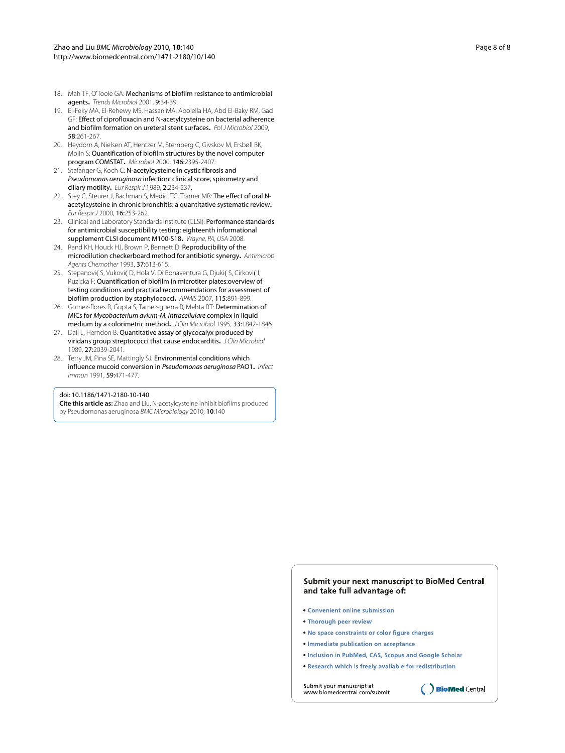18. Mah TF, O'Toole GA: **Mechanisms of biofilm resistance to antimicrobial agents.** *Trends Microbiol* 2001, **9**:34-39.
19. El-Feky MA, El-Rehewy MS, Hassan MA, Abolella HA, Abd El-Baky RM, Gad GF: **Effect of ciprofloxacin and N-acetylcysteine on bacterial adherence and biofilm formation on ureteral stent surfaces.** *Pol J Microbiol* 2009, **58**:261-267.
20. Heydorn A, Nielsen AT, Hentzer M, Sternberg C, Givskov M, Ersbøll BK, Molin S: **Quantification of biofilm structures by the novel computer program COMSTAT.** *Microbiol* 2000, **146**:2395-2407.
21. Stafanger G, Koch C: **N-acetylcysteine in cystic fibrosis and *Pseudomonas aeruginosa* infection: clinical score, spirometry and ciliary motility.** *Eur Respir J* 1989, **2**:234-237.
22. Stey C, Steurer J, Bachman S, Medici TC, Tramer MR: **The effect of oral N-acetylcysteine in chronic bronchitis: a quantitative systematic review.** *Eur Respir J* 2000, **16**:253-262.
23. Clinical and Laboratory Standards Institute (CLSI): **Performance standards for antimicrobial susceptibility testing: eighteenth informational supplement CLSI document M100-S18.** *Wayne, PA, USA* 2008.
24. Rand KH, Houck HJ, Brown P, Bennett D: **Reproducibility of the microdilution checkerboard method for antibiotic synergy.** *Antimicrob Agents Chemother* 1993, **37**:613-615.
25. Stepanovi( S, Vukovi( D, Hola V, Di Bonaventura G, Djuki( S, Cirkovi( I, Ruzicka F: **Quantification of biofilm in microtiter plates:overview of testing conditions and practical recommendations for assessment of biofilm production by staphylococci.** *APMIS* 2007, **115**:891-899.
26. Gomez-flores R, Gupta S, Tamez-guerra R, Mehta RT: **Determination of MICs for *Mycobacterium avium-M. intracellulare* complex in liquid medium by a colorimetric method.** *J Clin Microbiol* 1995, **33**:1842-1846.
27. Dall L, Herndon B: **Quantitative assay of glycocalyx produced by viridans group streptococci that cause endocarditis.** *J Clin Microbiol* 1989, **27**:2039-2041.
28. Terry JM, Pina SE, Mattingly SJ: **Environmental conditions which influence mucoid conversion in *Pseudomonas aeruginosa* PAO1.** *Infect Immun* 1991, **59**:471-477.

doi: 10.1186/1471-2180-10-140

**Cite this article as:** Zhao and Liu, N-acetylcysteine inhibit biofilms produced by Pseudomonas aeruginosa *BMC Microbiology* 2010, **10**:140

**Submit your next manuscript to BioMed Central and take full advantage of:**

- **Convenient online submission**
- **Thorough peer review**
- **No space constraints or color figure charges**
- **Immediate publication on acceptance**
- **Inclusion in PubMed, CAS, Scopus and Google Scholar**
- **Research which is freely available for redistribution**

Submit your manuscript at www.biomedcentral.com/submit

BioMed Central